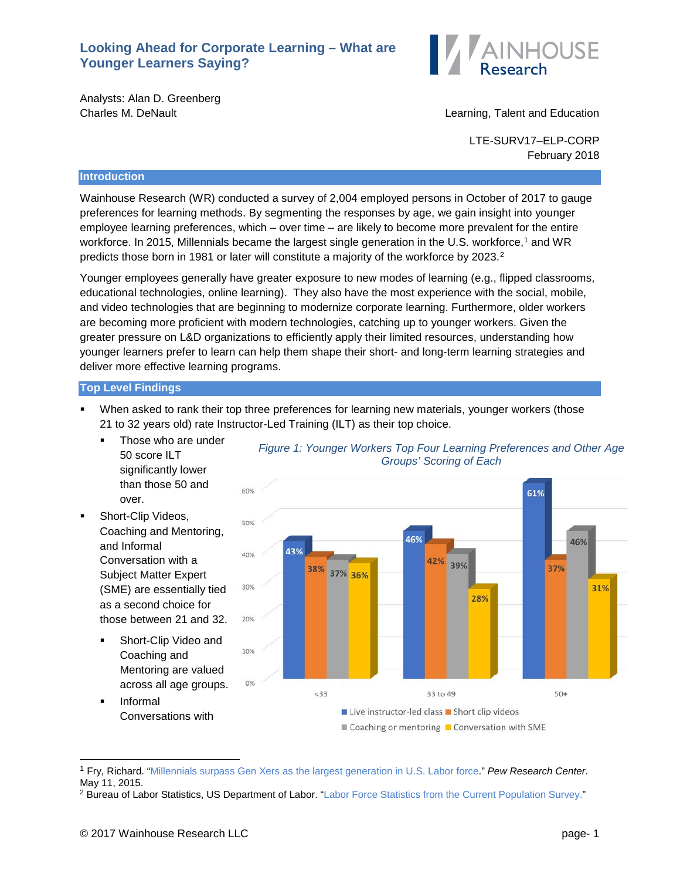# Looking Ahead for Corporate Learning – What are Younger Learners Saying?

WAINHOUSE Research

Analysts: Alan D. Greenberg
Charles M. DeNault

Learning, Talent and Education

LTE-SURV17–ELP-CORP
February 2018

## Introduction

Wainhouse Research (WR) conducted a survey of 2,004 employed persons in October of 2017 to gauge preferences for learning methods. By segmenting the responses by age, we gain insight into younger employee learning preferences, which – over time – are likely to become more prevalent for the entire workforce. In 2015, Millennials became the largest single generation in the U.S. workforce,[1] and WR predicts those born in 1981 or later will constitute a majority of the workforce by 2023.[2]

Younger employees generally have greater exposure to new modes of learning (e.g., flipped classrooms, educational technologies, online learning). They also have the most experience with the social, mobile, and video technologies that are beginning to modernize corporate learning. Furthermore, older workers are becoming more proficient with modern technologies, catching up to younger workers. Given the greater pressure on L&D organizations to efficiently apply their limited resources, understanding how younger learners prefer to learn can help them shape their short- and long-term learning strategies and deliver more effective learning programs.

## Top Level Findings

- When asked to rank their top three preferences for learning new materials, younger workers (those 21 to 32 years old) rate Instructor-Led Training (ILT) as their top choice.
  - Those who are under 50 score ILT significantly lower than those 50 and over.
- Short-Clip Videos, Coaching and Mentoring, and Informal Conversation with a Subject Matter Expert (SME) are essentially tied as a second choice for those between 21 and 32.
  - Short-Clip Video and Coaching and Mentoring are valued across all age groups.
  - Informal Conversations with

*Figure 1: Younger Workers Top Four Learning Preferences and Other Age Groups' Scoring of Each*

| Age group | Live instructor-led class | Short clip videos | Coaching or mentoring | Conversation with SME |
|---|---|---|---|---|
| <33 | 43% | 38% | 37% | 36% |
| 33 to 49 | 46% | 42% | 39% | 28% |
| 50+ | 61% | 37% | 46% | 31% |

---

[1] Fry, Richard. "Millennials surpass Gen Xers as the largest generation in U.S. Labor force." *Pew Research Center*. May 11, 2015.

[2] Bureau of Labor Statistics, US Department of Labor. "Labor Force Statistics from the Current Population Survey."

© 2017 Wainhouse Research LLC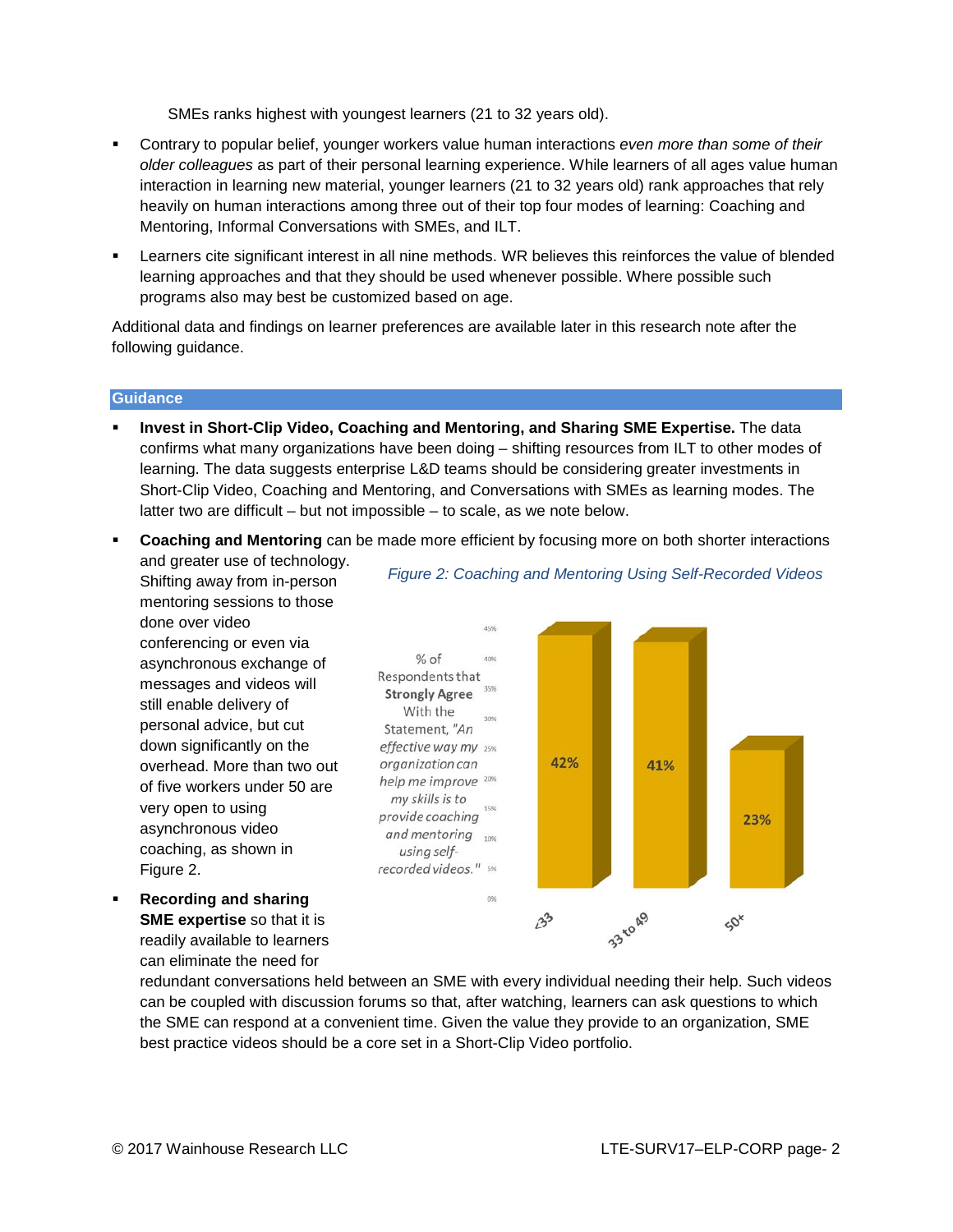SMEs ranks highest with youngest learners (21 to 32 years old).

- Contrary to popular belief, younger workers value human interactions *even more than some of their older colleagues* as part of their personal learning experience. While learners of all ages value human interaction in learning new material, younger learners (21 to 32 years old) rank approaches that rely heavily on human interactions among three out of their top four modes of learning: Coaching and Mentoring, Informal Conversations with SMEs, and ILT.
- Learners cite significant interest in all nine methods. WR believes this reinforces the value of blended learning approaches and that they should be used whenever possible. Where possible such programs also may best be customized based on age.

Additional data and findings on learner preferences are available later in this research note after the following guidance.

## Guidance

- **Invest in Short-Clip Video, Coaching and Mentoring, and Sharing SME Expertise.** The data confirms what many organizations have been doing – shifting resources from ILT to other modes of learning. The data suggests enterprise L&D teams should be considering greater investments in Short-Clip Video, Coaching and Mentoring, and Conversations with SMEs as learning modes. The latter two are difficult – but not impossible – to scale, as we note below.
- **Coaching and Mentoring** can be made more efficient by focusing more on both shorter interactions and greater use of technology. Shifting away from in-person mentoring sessions to those done over video conferencing or even via asynchronous exchange of messages and videos will still enable delivery of personal advice, but cut down significantly on the overhead. More than two out of five workers under 50 are very open to using asynchronous video coaching, as shown in Figure 2.

*Figure 2: Coaching and Mentoring Using Self-Recorded Videos*

% of Respondents that **Strongly Agree** With the Statement, *"An effective way my organization can help me improve my skills is to provide coaching and mentoring using self-recorded videos."*

| Age | % |
| --- | --- |
| <33 | 42% |
| 33 to 49 | 41% |
| 50+ | 23% |

- **Recording and sharing SME expertise** so that it is readily available to learners can eliminate the need for redundant conversations held between an SME with every individual needing their help. Such videos can be coupled with discussion forums so that, after watching, learners can ask questions to which the SME can respond at a convenient time. Given the value they provide to an organization, SME best practice videos should be a core set in a Short-Clip Video portfolio.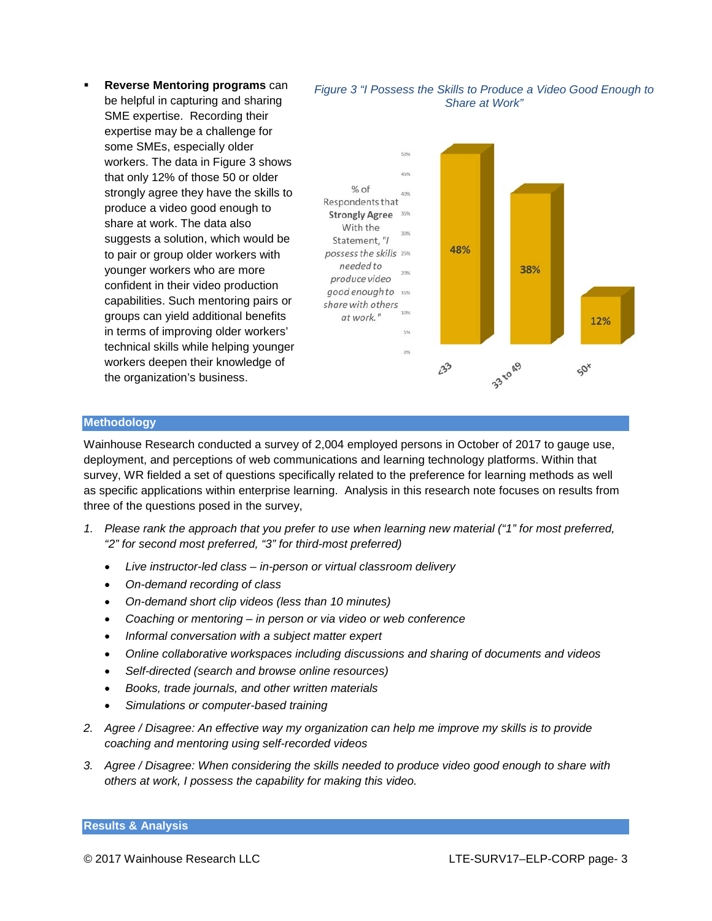- **Reverse Mentoring programs** can be helpful in capturing and sharing SME expertise. Recording their expertise may be a challenge for some SMEs, especially older workers. The data in Figure 3 shows that only 12% of those 50 or older strongly agree they have the skills to produce a video good enough to share at work. The data also suggests a solution, which would be to pair or group older workers with younger workers who are more confident in their video production capabilities. Such mentoring pairs or groups can yield additional benefits in terms of improving older workers' technical skills while helping younger workers deepen their knowledge of the organization's business.

*Figure 3 "I Possess the Skills to Produce a Video Good Enough to Share at Work"*

| Age | % of Respondents that **Strongly Agree** With the Statement, *"I possess the skills needed to produce video good enough to share with others at work."* |
|---|---|
| <33 | 48% |
| 33 to 49 | 38% |
| 50+ | 12% |

## Methodology

Wainhouse Research conducted a survey of 2,004 employed persons in October of 2017 to gauge use, deployment, and perceptions of web communications and learning technology platforms. Within that survey, WR fielded a set of questions specifically related to the preference for learning methods as well as specific applications within enterprise learning. Analysis in this research note focuses on results from three of the questions posed in the survey,

1. *Please rank the approach that you prefer to use when learning new material ("1" for most preferred, "2" for second most preferred, "3" for third-most preferred)*
   - *Live instructor-led class – in-person or virtual classroom delivery*
   - *On-demand recording of class*
   - *On-demand short clip videos (less than 10 minutes)*
   - *Coaching or mentoring – in person or via video or web conference*
   - *Informal conversation with a subject matter expert*
   - *Online collaborative workspaces including discussions and sharing of documents and videos*
   - *Self-directed (search and browse online resources)*
   - *Books, trade journals, and other written materials*
   - *Simulations or computer-based training*
2. *Agree / Disagree: An effective way my organization can help me improve my skills is to provide coaching and mentoring using self-recorded videos*
3. *Agree / Disagree: When considering the skills needed to produce video good enough to share with others at work, I possess the capability for making this video.*

## Results & Analysis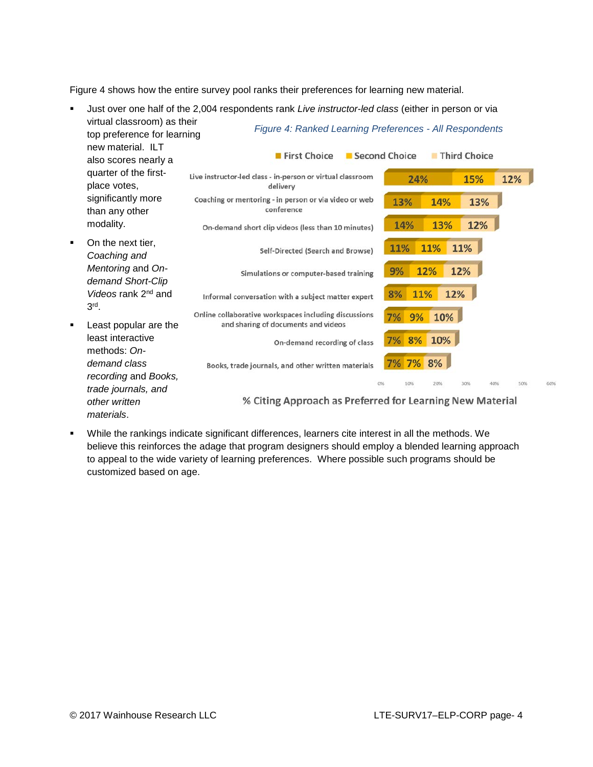Figure 4 shows how the entire survey pool ranks their preferences for learning new material.

- Just over one half of the 2,004 respondents rank *Live instructor-led class* (either in person or via virtual classroom) as their top preference for learning new material. ILT also scores nearly a quarter of the first-place votes, significantly more than any other modality.
- On the next tier, *Coaching and Mentoring* and *On-demand Short-Clip Videos* rank 2nd and 3rd.
- Least popular are the least interactive methods: *On-demand class recording* and *Books, trade journals, and other written materials*.

*Figure 4: Ranked Learning Preferences - All Respondents*

| Approach | First Choice | Second Choice | Third Choice |
| --- | --- | --- | --- |
| Live instructor-led class - in-person or virtual classroom delivery | 24% | 15% | 12% |
| Coaching or mentoring - in person or via video or web conference | 13% | 14% | 13% |
| On-demand short clip videos (less than 10 minutes) | 14% | 13% | 12% |
| Self-Directed (Search and Browse) | 11% | 11% | 11% |
| Simulations or computer-based training | 9% | 12% | 12% |
| Informal conversation with a subject matter expert | 8% | 11% | 12% |
| Online collaborative workspaces including discussions and sharing of documents and videos | 7% | 9% | 10% |
| On-demand recording of class | 7% | 8% | 10% |
| Books, trade journals, and other written materials | 7% | 7% | 8% |

% Citing Approach as Preferred for Learning New Material

- While the rankings indicate significant differences, learners cite interest in all the methods. We believe this reinforces the adage that program designers should employ a blended learning approach to appeal to the wide variety of learning preferences. Where possible such programs should be customized based on age.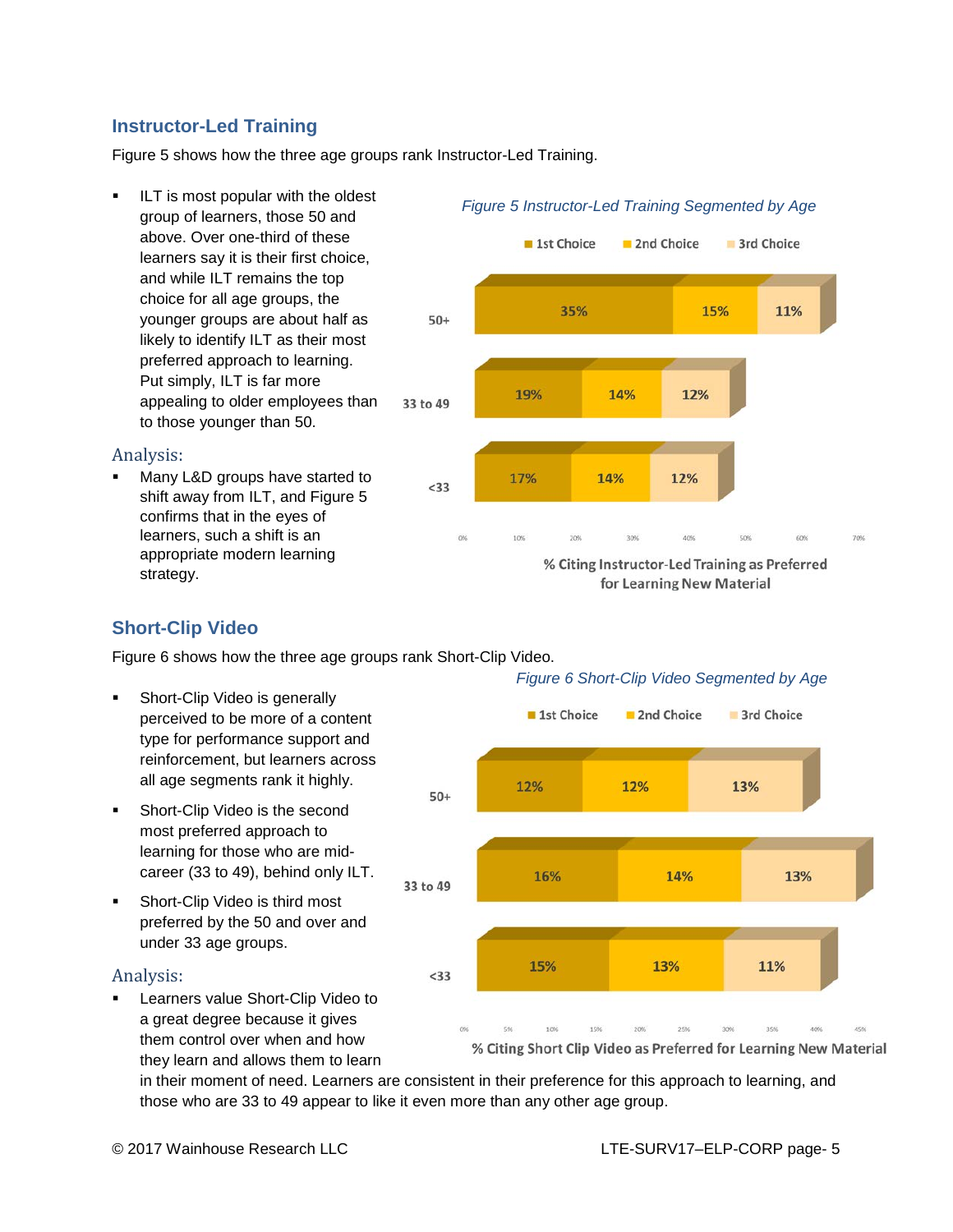## Instructor-Led Training

Figure 5 shows how the three age groups rank Instructor-Led Training.

- ILT is most popular with the oldest group of learners, those 50 and above. Over one-third of these learners say it is their first choice, and while ILT remains the top choice for all age groups, the younger groups are about half as likely to identify ILT as their most preferred approach to learning. Put simply, ILT is far more appealing to older employees than to those younger than 50.

Analysis:

- Many L&D groups have started to shift away from ILT, and Figure 5 confirms that in the eyes of learners, such a shift is an appropriate modern learning strategy.

*Figure 5 Instructor-Led Training Segmented by Age*

| Age | 1st Choice | 2nd Choice | 3rd Choice |
|---|---|---|---|
| 50+ | 35% | 15% | 11% |
| 33 to 49 | 19% | 14% | 12% |
| <33 | 17% | 14% | 12% |

% Citing Instructor-Led Training as Preferred for Learning New Material

## Short-Clip Video

Figure 6 shows how the three age groups rank Short-Clip Video.

*Figure 6 Short-Clip Video Segmented by Age*

| Age | 1st Choice | 2nd Choice | 3rd Choice |
|---|---|---|---|
| 50+ | 12% | 12% | 13% |
| 33 to 49 | 16% | 14% | 13% |
| <33 | 15% | 13% | 11% |

% Citing Short Clip Video as Preferred for Learning New Material

- Short-Clip Video is generally perceived to be more of a content type for performance support and reinforcement, but learners across all age segments rank it highly.
- Short-Clip Video is the second most preferred approach to learning for those who are mid-career (33 to 49), behind only ILT.
- Short-Clip Video is third most preferred by the 50 and over and under 33 age groups.

Analysis:

- Learners value Short-Clip Video to a great degree because it gives them control over when and how they learn and allows them to learn in their moment of need. Learners are consistent in their preference for this approach to learning, and those who are 33 to 49 appear to like it even more than any other age group.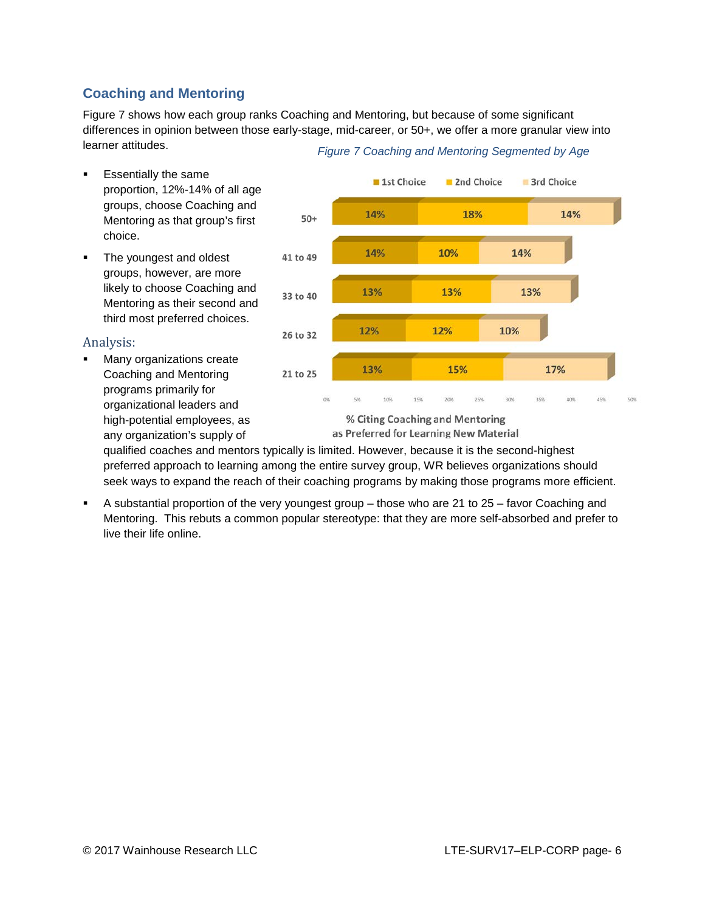## Coaching and Mentoring

Figure 7 shows how each group ranks Coaching and Mentoring, but because of some significant differences in opinion between those early-stage, mid-career, or 50+, we offer a more granular view into learner attitudes.

*Figure 7 Coaching and Mentoring Segmented by Age*

| Age | 1st Choice | 2nd Choice | 3rd Choice |
|---|---|---|---|
| 50+ | 14% | 18% | 14% |
| 41 to 49 | 14% | 10% | 14% |
| 33 to 40 | 13% | 13% | 13% |
| 26 to 32 | 12% | 12% | 10% |
| 21 to 25 | 13% | 15% | 17% |

% Citing Coaching and Mentoring as Preferred for Learning New Material

- Essentially the same proportion, 12%-14% of all age groups, choose Coaching and Mentoring as that group's first choice.
- The youngest and oldest groups, however, are more likely to choose Coaching and Mentoring as their second and third most preferred choices.

### Analysis:

- Many organizations create Coaching and Mentoring programs primarily for organizational leaders and high-potential employees, as any organization's supply of qualified coaches and mentors typically is limited. However, because it is the second-highest preferred approach to learning among the entire survey group, WR believes organizations should seek ways to expand the reach of their coaching programs by making those programs more efficient.
- A substantial proportion of the very youngest group – those who are 21 to 25 – favor Coaching and Mentoring. This rebuts a common popular stereotype: that they are more self-absorbed and prefer to live their life online.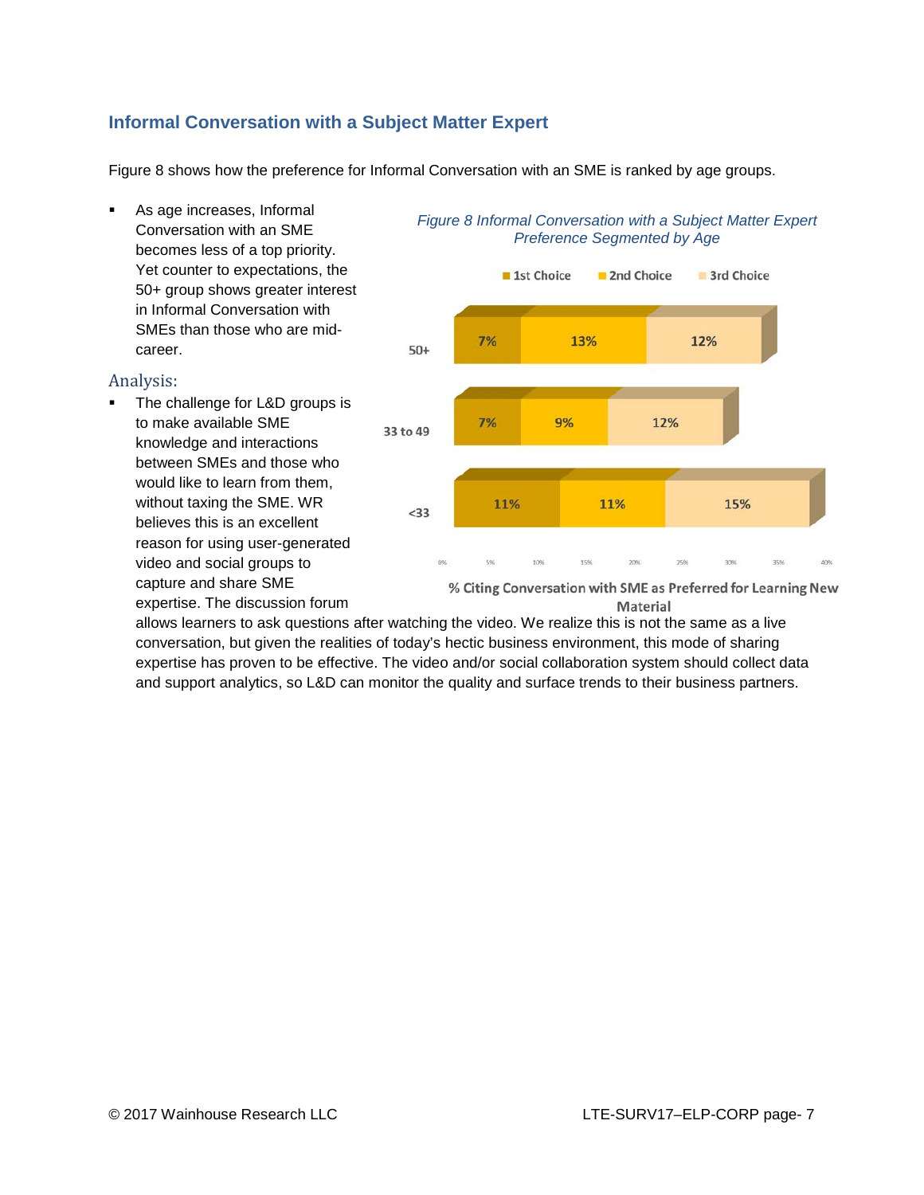## Informal Conversation with a Subject Matter Expert

Figure 8 shows how the preference for Informal Conversation with an SME is ranked by age groups.

- As age increases, Informal Conversation with an SME becomes less of a top priority. Yet counter to expectations, the 50+ group shows greater interest in Informal Conversation with SMEs than those who are mid-career.

*Figure 8 Informal Conversation with a Subject Matter Expert Preference Segmented by Age*

| Age | 1st Choice | 2nd Choice | 3rd Choice |
|---|---|---|---|
| 50+ | 7% | 13% | 12% |
| 33 to 49 | 7% | 9% | 12% |
| <33 | 11% | 11% | 15% |

% Citing Conversation with SME as Preferred for Learning New Material

### Analysis:

- The challenge for L&D groups is to make available SME knowledge and interactions between SMEs and those who would like to learn from them, without taxing the SME. WR believes this is an excellent reason for using user-generated video and social groups to capture and share SME expertise. The discussion forum allows learners to ask questions after watching the video. We realize this is not the same as a live conversation, but given the realities of today's hectic business environment, this mode of sharing expertise has proven to be effective. The video and/or social collaboration system should collect data and support analytics, so L&D can monitor the quality and surface trends to their business partners.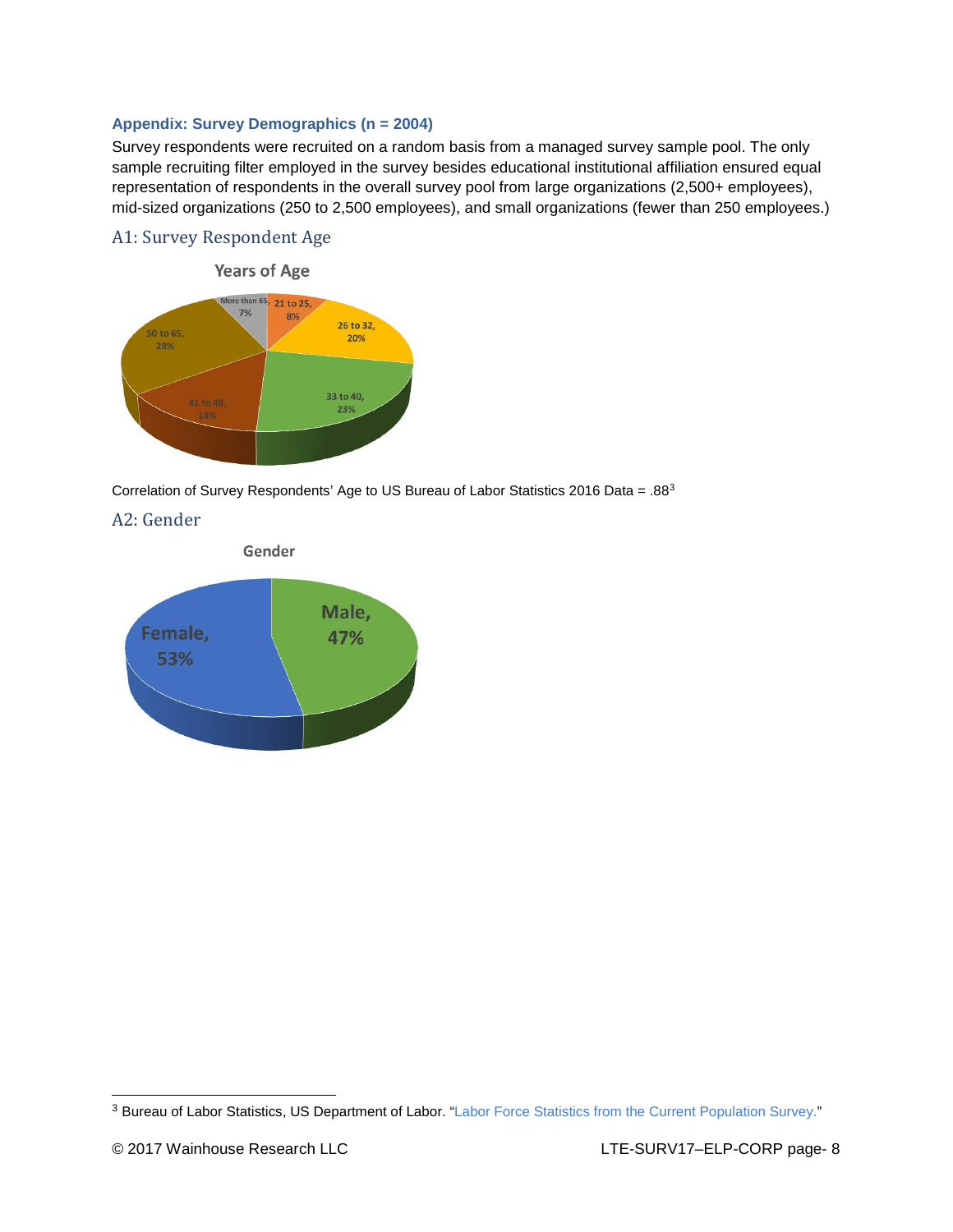### Appendix: Survey Demographics (n = 2004)

Survey respondents were recruited on a random basis from a managed survey sample pool. The only sample recruiting filter employed in the survey besides educational institutional affiliation ensured equal representation of respondents in the overall survey pool from large organizations (2,500+ employees), mid-sized organizations (250 to 2,500 employees), and small organizations (fewer than 250 employees.)

## A1: Survey Respondent Age

**Years of Age**

| Age | Percentage |
| --- | --- |
| 21 to 25 | 8% |
| 26 to 32 | 20% |
| 33 to 40 | 23% |
| 41 to 49 | 14% |
| 50 to 65 | 28% |
| More than 65 | 7% |

Correlation of Survey Respondents' Age to US Bureau of Labor Statistics 2016 Data = .88[3]

## A2: Gender

**Gender**

| Gender | Percentage |
| --- | --- |
| Female | 53% |
| Male | 47% |

[3] Bureau of Labor Statistics, US Department of Labor. "Labor Force Statistics from the Current Population Survey."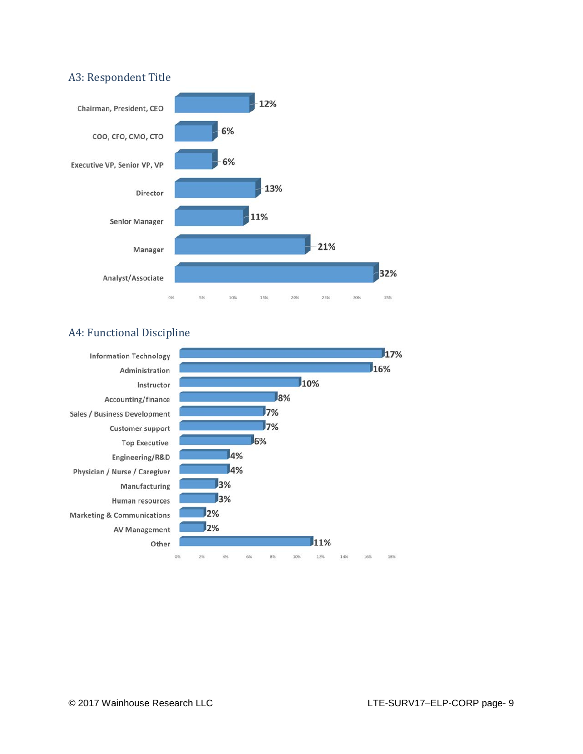## A3: Respondent Title

| Title | Percentage |
|---|---|
| Chairman, President, CEO | 12% |
| COO, CFO, CMO, CTO | 6% |
| Executive VP, Senior VP, VP | 6% |
| Director | 13% |
| Senior Manager | 11% |
| Manager | 21% |
| Analyst/Associate | 32% |

## A4: Functional Discipline

| Discipline | Percentage |
|---|---|
| Information Technology | 17% |
| Administration | 16% |
| Instructor | 10% |
| Accounting/finance | 8% |
| Sales / Business Development | 7% |
| Customer support | 7% |
| Top Executive | 6% |
| Engineering/R&D | 4% |
| Physician / Nurse / Caregiver | 4% |
| Manufacturing | 3% |
| Human resources | 3% |
| Marketing & Communications | 2% |
| AV Management | 2% |
| Other | 11% |

© 2017 Wainhouse Research LLC

LTE-SURV17–ELP-CORP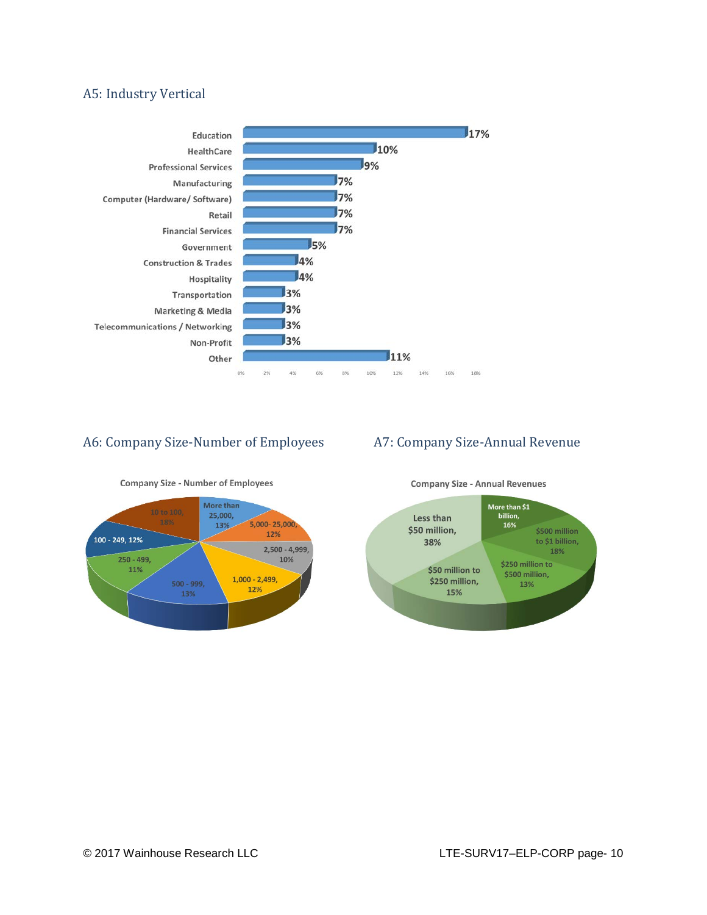## A5: Industry Vertical

| Industry | Percentage |
|---|---|
| Education | 17% |
| HealthCare | 10% |
| Professional Services | 9% |
| Manufacturing | 7% |
| Computer (Hardware/ Software) | 7% |
| Retail | 7% |
| Financial Services | 7% |
| Government | 5% |
| Construction & Trades | 4% |
| Hospitality | 4% |
| Transportation | 3% |
| Marketing & Media | 3% |
| Telecommunications / Networking | 3% |
| Non-Profit | 3% |
| Other | 11% |

## A6: Company Size-Number of Employees

**Company Size - Number of Employees**

| Number of Employees | Percentage |
|---|---|
| 10 to 100 | 18% |
| 100 - 249 | 12% |
| 250 - 499 | 11% |
| 500 - 999 | 13% |
| 1,000 - 2,499 | 12% |
| 2,500 - 4,999 | 10% |
| 5,000- 25,000 | 12% |
| More than 25,000 | 13% |

## A7: Company Size-Annual Revenue

**Company Size - Annual Revenues**

| Annual Revenue | Percentage |
|---|---|
| Less than $50 million | 38% |
| $50 million to $250 million | 15% |
| $250 million to $500 million | 13% |
| $500 million to $1 billion | 18% |
| More than $1 billion | 16% |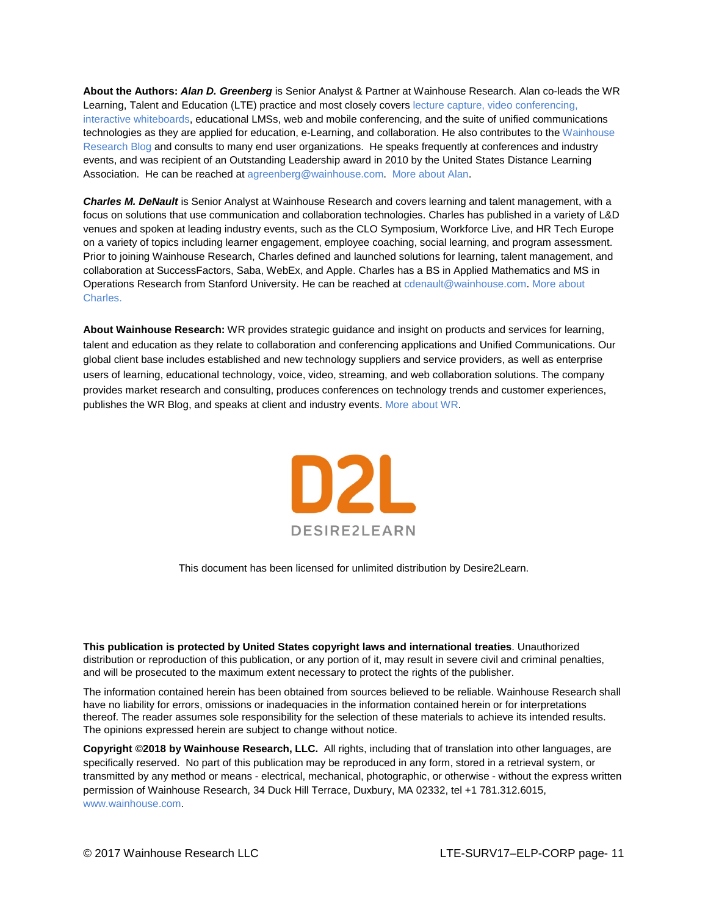**About the Authors:** ***Alan D. Greenberg*** is Senior Analyst & Partner at Wainhouse Research. Alan co-leads the WR Learning, Talent and Education (LTE) practice and most closely covers lecture capture, video conferencing, interactive whiteboards, educational LMSs, web and mobile conferencing, and the suite of unified communications technologies as they are applied for education, e-Learning, and collaboration. He also contributes to the Wainhouse Research Blog and consults to many end user organizations. He speaks frequently at conferences and industry events, and was recipient of an Outstanding Leadership award in 2010 by the United States Distance Learning Association. He can be reached at agreenberg@wainhouse.com. More about Alan.

***Charles M. DeNault*** is Senior Analyst at Wainhouse Research and covers learning and talent management, with a focus on solutions that use communication and collaboration technologies. Charles has published in a variety of L&D venues and spoken at leading industry events, such as the CLO Symposium, Workforce Live, and HR Tech Europe on a variety of topics including learner engagement, employee coaching, social learning, and program assessment. Prior to joining Wainhouse Research, Charles defined and launched solutions for learning, talent management, and collaboration at SuccessFactors, Saba, WebEx, and Apple. Charles has a BS in Applied Mathematics and MS in Operations Research from Stanford University. He can be reached at cdenault@wainhouse.com. More about Charles.

**About Wainhouse Research:** WR provides strategic guidance and insight on products and services for learning, talent and education as they relate to collaboration and conferencing applications and Unified Communications. Our global client base includes established and new technology suppliers and service providers, as well as enterprise users of learning, educational technology, voice, video, streaming, and web collaboration solutions. The company provides market research and consulting, produces conferences on technology trends and customer experiences, publishes the WR Blog, and speaks at client and industry events. More about WR.

D2L
DESIRE2LEARN

This document has been licensed for unlimited distribution by Desire2Learn.

**This publication is protected by United States copyright laws and international treaties**. Unauthorized distribution or reproduction of this publication, or any portion of it, may result in severe civil and criminal penalties, and will be prosecuted to the maximum extent necessary to protect the rights of the publisher.

The information contained herein has been obtained from sources believed to be reliable. Wainhouse Research shall have no liability for errors, omissions or inadequacies in the information contained herein or for interpretations thereof. The reader assumes sole responsibility for the selection of these materials to achieve its intended results. The opinions expressed herein are subject to change without notice.

**Copyright ©2018 by Wainhouse Research, LLC.** All rights, including that of translation into other languages, are specifically reserved. No part of this publication may be reproduced in any form, stored in a retrieval system, or transmitted by any method or means - electrical, mechanical, photographic, or otherwise - without the express written permission of Wainhouse Research, 34 Duck Hill Terrace, Duxbury, MA 02332, tel +1 781.312.6015, www.wainhouse.com.